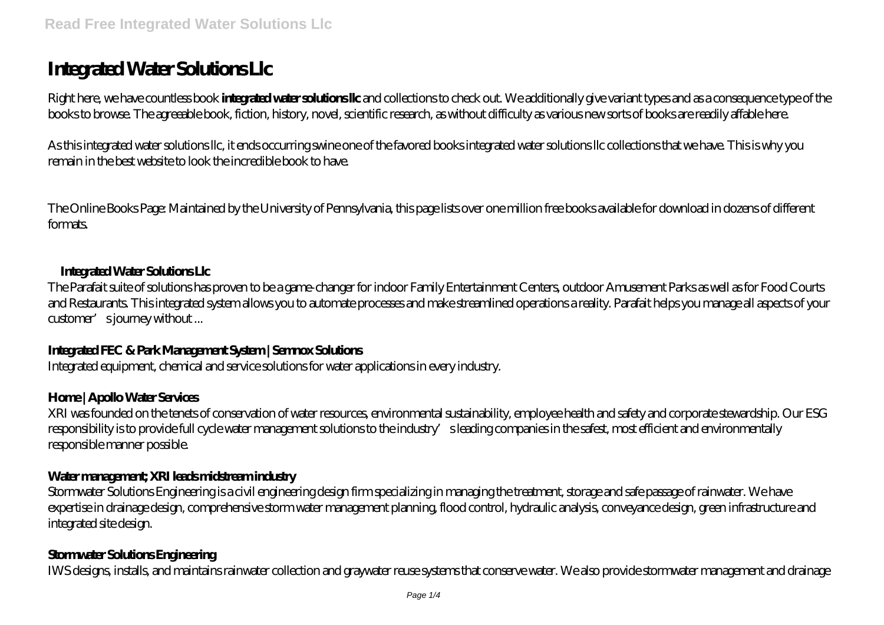# Integrated Water Solutions Llc

Right here, we have countless book **integrated water solutions llc** and collections to check out. We additionally give variant types and as a consequence type of the books to browse. The agreeable book, fiction, history, novel, scientific research, as without difficulty as various new sorts of books are readily affable here.

As this integrated water solutions llc, it ends occurring swine one of the favored books integrated water solutions llc collections that we have. This is why you remain in the best website to look the incredible book to have.

The Online Books Page: Maintained by the University of Pennsylvania, this page lists over one million free books available for download in dozens of different formats.

### Integrated Water Solutions Llc

The Parafait suite of solutions has proven to be a game-changer for indoor Family Entertainment Centers, outdoor Amusement Parks as well as for Food Courts and Restaurants. This integrated system allows you to automate processes and make streamlined operations a reality. Parafait helps you manage all aspects of your customer's journey without ...

### Integrated FEC & Park Management System | Semnox Solutions

Integrated equipment, chemical and service solutions for water applications in every industry.

### Home | Apollo Water Services

XRI was founded on the tenets of conservation of water resources, environmental sustainability, employee health and safety and corporate stewardship. Our ESG responsibility is to provide full cycle water management solutions to the industry's leading companies in the safest, most efficient and environmentally responsible manner possible.

### Water management; XRI leads midstream industry

Stormwater Solutions Engineering is a civil engineering design firm specializing in managing the treatment, storage and safe passage of rainwater. We have expertise in drainage design, comprehensive storm water management planning, flood control, hydraulic analysis, conveyance design, green infrastructure and integrated site design.

### Stormwater Solutions Engineering

IWS designs, installs, and maintains rainwater collection and graywater reuse systems that conserve water. We also provide stormwater management and drainage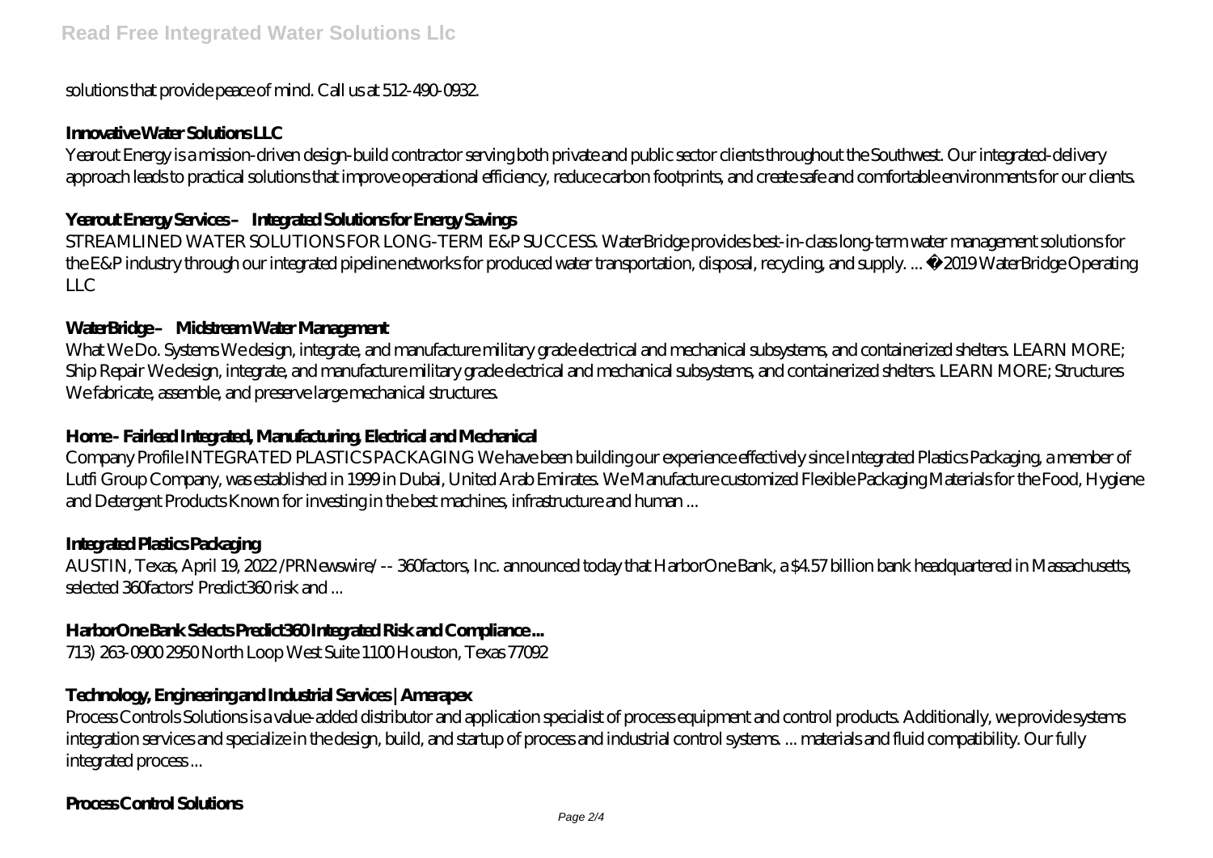solutions that provide peace of mind. Call us at 512-490-0932.

**Innovative Water Solutions LLC**

Yearout Energy is a mission-driven design-build contractor serving both private and public sector clients throughout the Southwest. Our integrated-delivery approach leads to practical solutions that improve operational efficiency, reduce carbon footprints, and create safe and comfortable environments for our clients.

**Yearout Energy Services – Integrated Solutions for Energy Savings**

STREAMLINED WATER SOLUTIONS FOR LONG-TERM E&P SUCCESS. WaterBridge provides best-in-class long-term water management solutions for the E&P industry through our integrated pipeline networks for produced water transportation, disposal, recycling, and supply. ... ©2019 WaterBridge Operating LLC

**WaterBridge – Midstream Water Management**

What We Do. Systems We design, integrate, and manufacture military grade electrical and mechanical subsystems, and containerized shelters. LEARN MORE; Ship Repair We design, integrate, and manufacture military grade electrical and mechanical subsystems, and containerized shelters. LEARN MORE; Structures We fabricate, assemble, and preserve large mechanical structures.

**Home - Fairlead Integrated, Manufacturing, Electrical and Mechanical**

Company Profile INTEGRATED PLASTICS PACKAGING We have been building our experience effectively since Integrated Plastics Packaging, a member of Lutfi Group Company, was established in 1999 in Dubai, United Arab Emirates. We Manufacture customized Flexible Packaging Materials for the Food, Hygiene and Detergent Products Known for investing in the best machines, infrastructure and human ...

**Integrated Plastics Packaging**

AUSTIN, Texas, April 19, 2022 /PRNewswire/ -- 360factors, Inc. announced today that HarborOne Bank, a $4.57 billion bank headquartered in Massachusetts, selected 360factors' Predict360 risk and ...

**HarborOne Bank Selects Predict360 Integrated Risk and Compliance ...**

713) 263-0900 2950 North Loop West Suite 1100 Houston, Texas 77092

**Technology, Engineering and Industrial Services | Amerapex**

Process Controls Solutions is a value-added distributor and application specialist of process equipment and control products. Additionally, we provide systems integration services and specialize in the design, build, and startup of process and industrial control systems. ... materials and fluid compatibility. Our fully integrated process ...

**Process Control Solutions**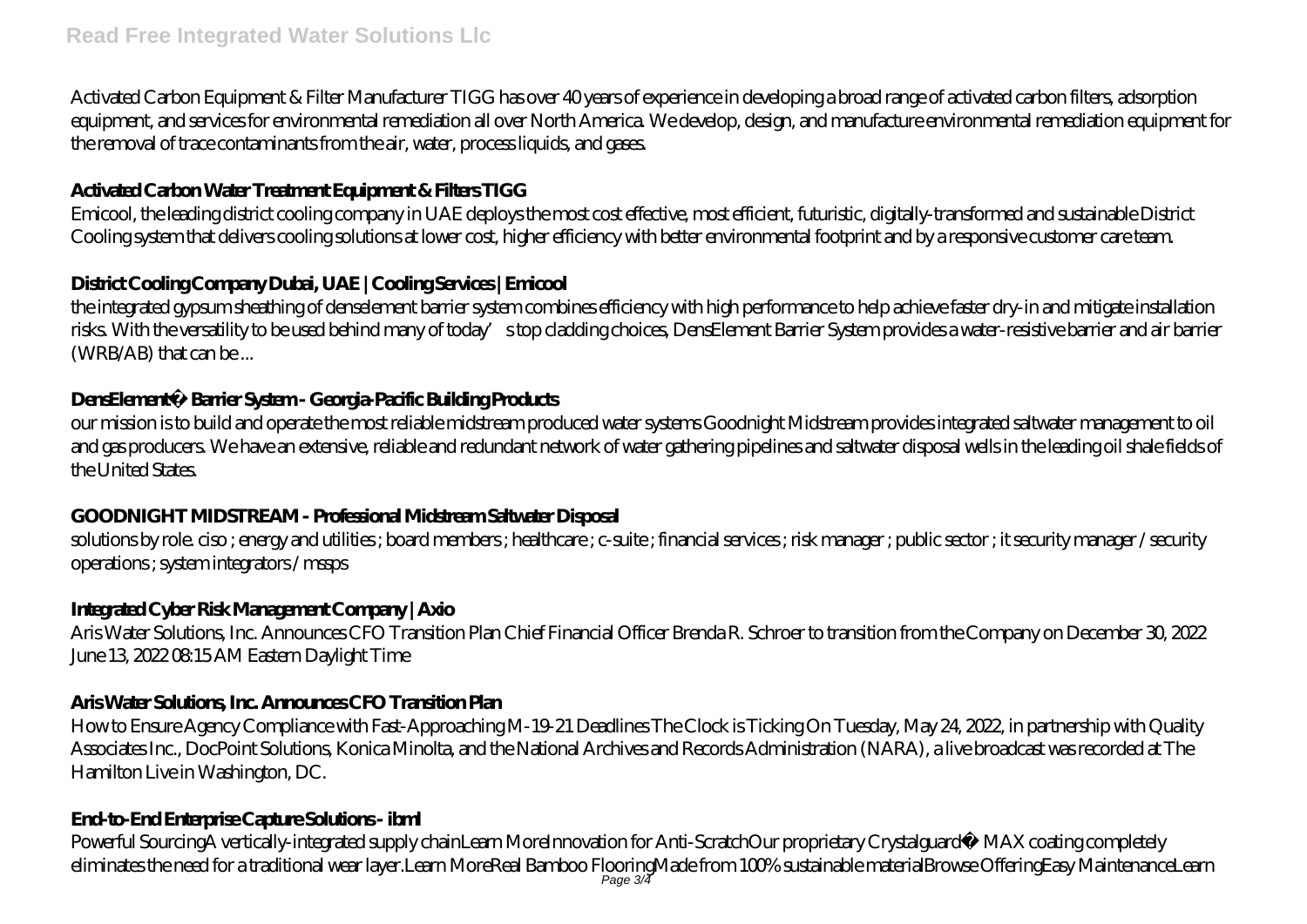Activated Carbon Equipment & Filter Manufacturer TIGG has over 40 years of experience in developing a broad range of activated carbon filters, adsorption equipment, and services for environmental remediation all over North America. We develop, design, and manufacture environmental remediation equipment for the removal of trace contaminants from the air, water, process liquids, and gases.

### Activated Carbon Water Treatment Equipment & Filters TIGG

Emicool, the leading district cooling company in UAE deploys the most cost effective, most efficient, futuristic, digitally-transformed and sustainable District Cooling system that delivers cooling solutions at lower cost, higher efficiency with better environmental footprint and by a responsive customer care team.

### District Cooling Company Dubai, UAE | Cooling Services | Emicool

the integrated gypsum sheathing of denselement barrier system combines efficiency with high performance to help achieve faster dry-in and mitigate installation risks. With the versatility to be used behind many of today's top cladding choices, DensElement Barrier System provides a water-resistive barrier and air barrier (WRB/AB) that can be ...

### DensElement® Barrier System - Georgia-Pacific Building Products

our mission is to build and operate the most reliable midstream produced water systems Goodnight Midstream provides integrated saltwater management to oil and gas producers. We have an extensive, reliable and redundant network of water gathering pipelines and saltwater disposal wells in the leading oil shale fields of the United States.

### GOODNIGHT MIDSTREAM - Professional Midstream Saltwater Disposal

solutions by role. ciso ; energy and utilities ; board members ; healthcare ; c-suite ; financial services ; risk manager ; public sector ; it security manager / security operations ; system integrators / mssps

### Integrated Cyber Risk Management Company | Axio

Aris Water Solutions, Inc. Announces CFO Transition Plan Chief Financial Officer Brenda R. Schroer to transition from the Company on December 30, 2022 June 13, 2022 08:15 AM Eastern Daylight Time

### Aris Water Solutions, Inc. Announces CFO Transition Plan

How to Ensure Agency Compliance with Fast-Approaching M-19-21 Deadlines The Clock is Ticking On Tuesday, May 24, 2022, in partnership with Quality Associates Inc., DocPoint Solutions, Konica Minolta, and the National Archives and Records Administration (NARA), a live broadcast was recorded at The Hamilton Live in Washington, DC.

### End-to-End Enterprise Capture Solutions - ibml

Powerful SourcingA vertically-integrated supply chainLearn MoreInnovation for Anti-ScratchOur proprietary Crystalguard® MAX coating completely eliminates the need for a traditional wear layer.Learn MoreReal Bamboo FlooringMade from 100% sustainable materialBrowse OfferingEasy MaintenanceLearn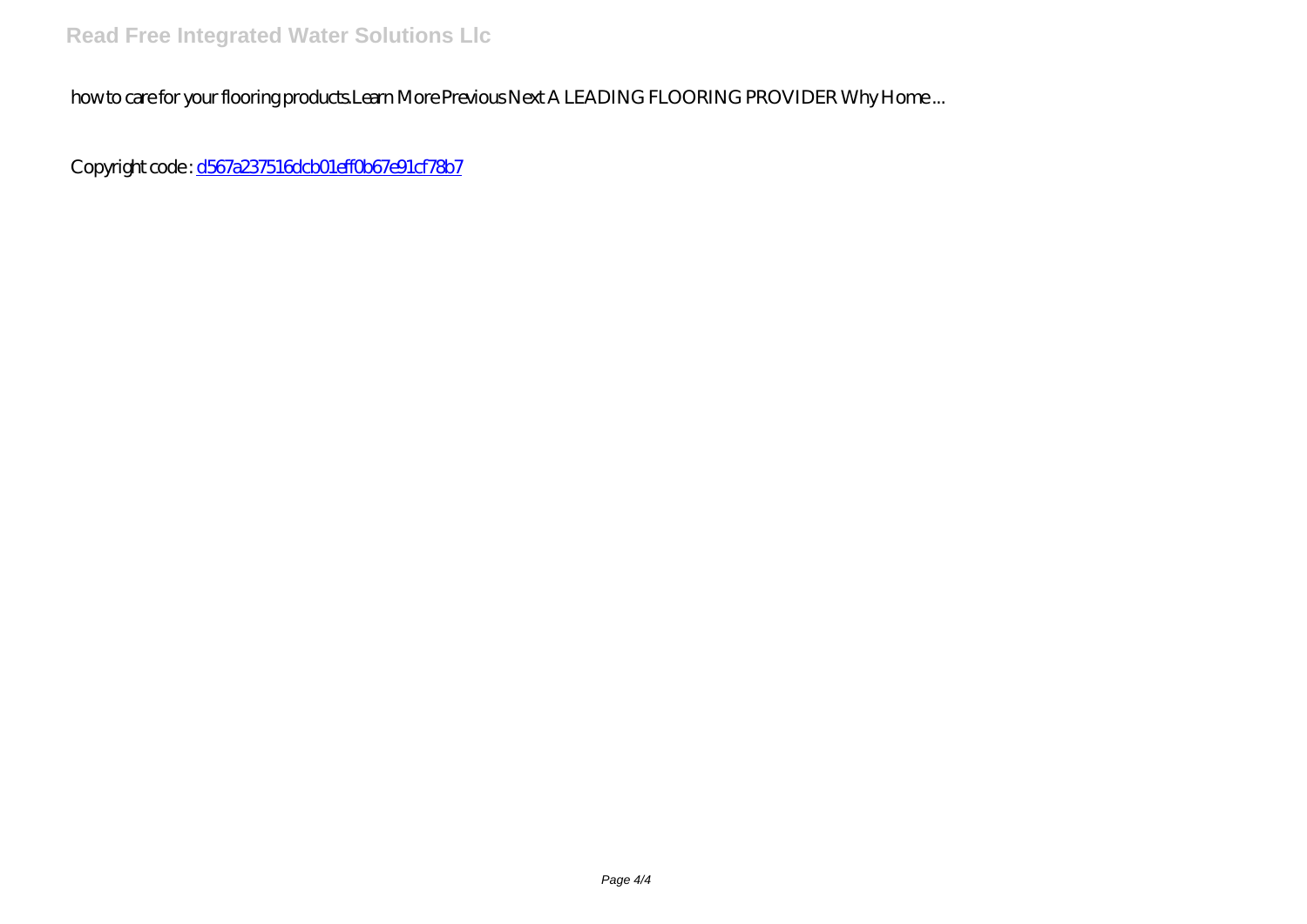how to care for your flooring products.Learn More Previous Next A LEADING FLOORING PROVIDER Why Home ...

Copyright code : d567a237516dcb01eff0b67e91cf78b7